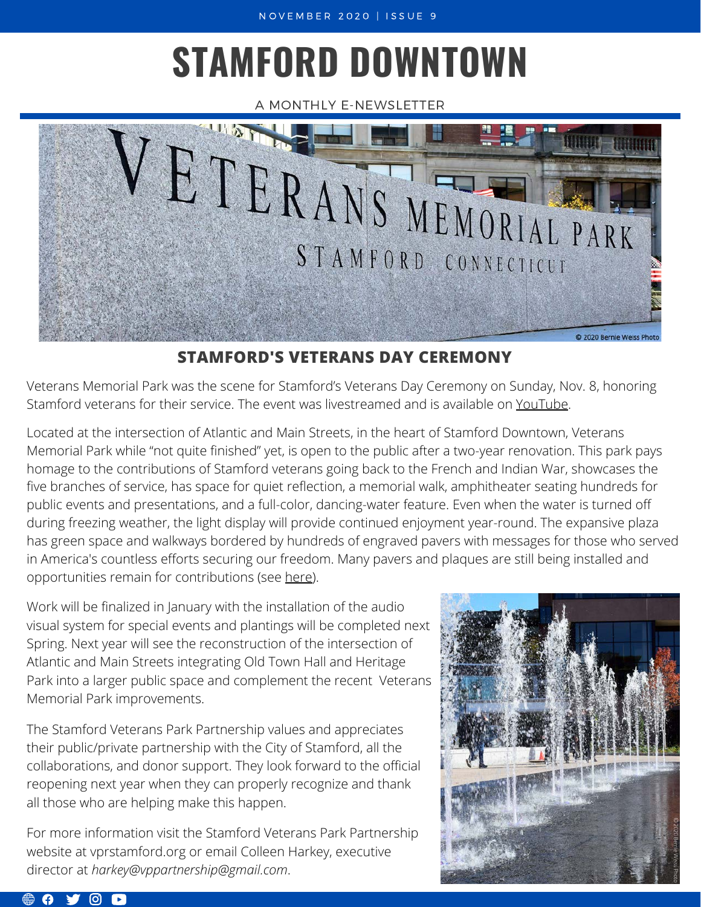# STAMFORD DOWNTOWN

A MONTHLY E-NEWSLETTER

## STAMFORD'S VETERANS DAY CEREMONY

Veterans Memorial Park was the scene for Stamford's Veterans Day Ceremony on Sunday, Nov. 8, honoring Stamford veterans for their service. The event was livestreamed and is available on YouTube.

Located at the intersection of Atlantic and Main Streets, in the heart of Stamford Downtown, Veterans Memorial Park while "not quite finished" yet, is open to the public after a two-year renovation. This park pays homage to the contributions of Stamford veterans going back to the French and Indian War, showcases the five branches of service, has space for quiet reflection, a memorial walk, amphitheater seating hundreds for public events and presentations, and a full-color, dancing-water feature. Even when the water is turned off during freezing weather, the light display will provide continued enjoyment year-round. The expansive plaza has green space and walkways bordered by hundreds of engraved pavers with messages for those who served in America's countless efforts securing our freedom. Many pavers and plaques are still being installed and opportunities remain for contributions (see here).

Work will be finalized in January with the installation of the audio visual system for special events and plantings will be completed next Spring. Next year will see the reconstruction of the intersection of Atlantic and Main Streets integrating Old Town Hall and Heritage Park into a larger public space and complement the recent Veterans Memorial Park improvements.

The Stamford Veterans Park Partnership values and appreciates their public/private partnership with the City of Stamford, all the collaborations, and donor support. They look forward to the official reopening next year when they can properly recognize and thank all those who are helping make this happen.

For more information visit the Stamford Veterans Park Partnership website at vprstamford.org or email Colleen Harkey, executive director at *harkey@vppartnership@gmail.com*.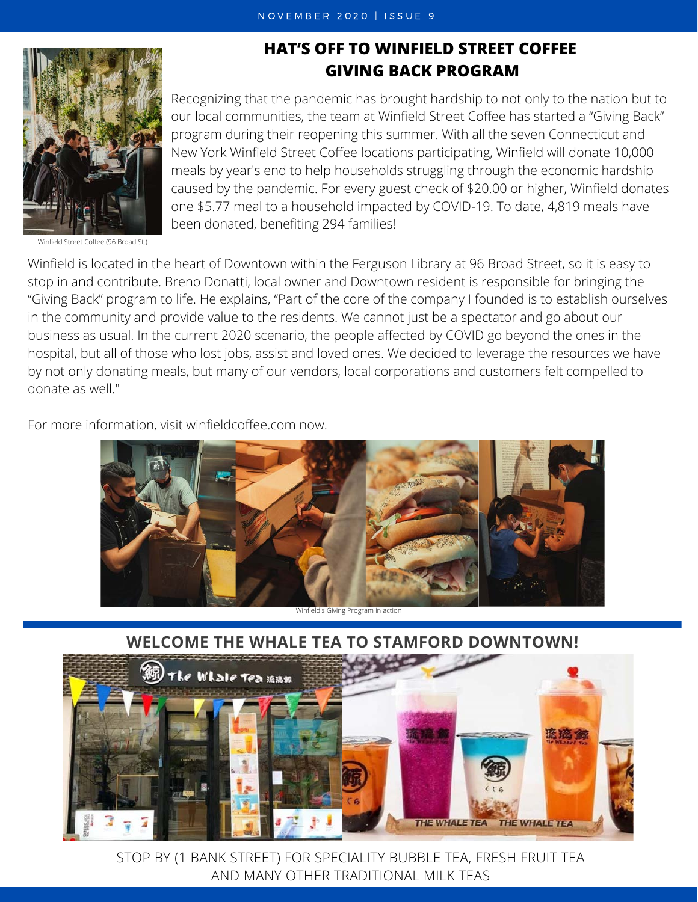## HAT'S OFF TO WINFIELD STREET COFFEE GIVING BACK PROGRAM

Recognizing that the pandemic has brought hardship to not only to the nation but to our local communities, the team at Winfield Street Coffee has started a "Giving Back" program during their reopening this summer. With all the seven Connecticut and New York Winfield Street Coffee locations participating, Winfield will donate 10,000 meals by year's end to help households struggling through the economic hardship caused by the pandemic. For every guest check of $20.00 or higher, Winfield donates one $5.77 meal to a household impacted by COVID-19. To date, 4,819 meals have been donated, benefiting 294 families!

Winfield Street Coffee (96 Broad St.)

Winfield is located in the heart of Downtown within the Ferguson Library at 96 Broad Street, so it is easy to stop in and contribute. Breno Donatti, local owner and Downtown resident is responsible for bringing the "Giving Back" program to life. He explains, "Part of the core of the company I founded is to establish ourselves in the community and provide value to the residents. We cannot just be a spectator and go about our business as usual. In the current 2020 scenario, the people affected by COVID go beyond the ones in the hospital, but all of those who lost jobs, assist and loved ones. We decided to leverage the resources we have by not only donating meals, but many of our vendors, local corporations and customers felt compelled to donate as well."

For more information, visit winfieldcoffee.com now.

Winfield's Giving Program in action

## WELCOME THE WHALE TEA TO STAMFORD DOWNTOWN!

STOP BY (1 BANK STREET) FOR SPECIALITY BUBBLE TEA, FRESH FRUIT TEA AND MANY OTHER TRADITIONAL MILK TEAS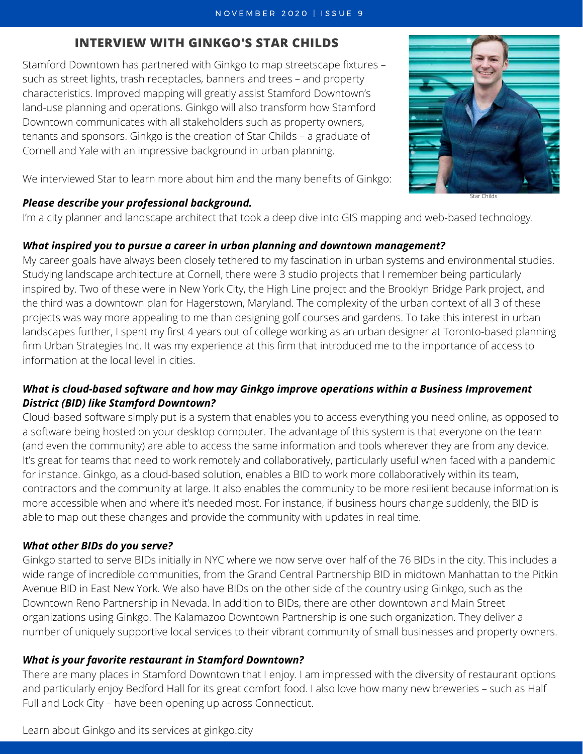## INTERVIEW WITH GINKGO'S STAR CHILDS

Stamford Downtown has partnered with Ginkgo to map streetscape fixtures – such as street lights, trash receptacles, banners and trees – and property characteristics. Improved mapping will greatly assist Stamford Downtown's land-use planning and operations. Ginkgo will also transform how Stamford Downtown communicates with all stakeholders such as property owners, tenants and sponsors. Ginkgo is the creation of Star Childs – a graduate of Cornell and Yale with an impressive background in urban planning.

We interviewed Star to learn more about him and the many benefits of Ginkgo:

Star Childs

***Please describe your professional background.***

I'm a city planner and landscape architect that took a deep dive into GIS mapping and web-based technology.

***What inspired you to pursue a career in urban planning and downtown management?***

My career goals have always been closely tethered to my fascination in urban systems and environmental studies. Studying landscape architecture at Cornell, there were 3 studio projects that I remember being particularly inspired by. Two of these were in New York City, the High Line project and the Brooklyn Bridge Park project, and the third was a downtown plan for Hagerstown, Maryland. The complexity of the urban context of all 3 of these projects was way more appealing to me than designing golf courses and gardens. To take this interest in urban landscapes further, I spent my first 4 years out of college working as an urban designer at Toronto-based planning firm Urban Strategies Inc. It was my experience at this firm that introduced me to the importance of access to information at the local level in cities.

***What is cloud-based software and how may Ginkgo improve operations within a Business Improvement District (BID) like Stamford Downtown?***

Cloud-based software simply put is a system that enables you to access everything you need online, as opposed to a software being hosted on your desktop computer. The advantage of this system is that everyone on the team (and even the community) are able to access the same information and tools wherever they are from any device. It's great for teams that need to work remotely and collaboratively, particularly useful when faced with a pandemic for instance. Ginkgo, as a cloud-based solution, enables a BID to work more collaboratively within its team, contractors and the community at large. It also enables the community to be more resilient because information is more accessible when and where it's needed most. For instance, if business hours change suddenly, the BID is able to map out these changes and provide the community with updates in real time.

***What other BIDs do you serve?***

Ginkgo started to serve BIDs initially in NYC where we now serve over half of the 76 BIDs in the city. This includes a wide range of incredible communities, from the Grand Central Partnership BID in midtown Manhattan to the Pitkin Avenue BID in East New York. We also have BIDs on the other side of the country using Ginkgo, such as the Downtown Reno Partnership in Nevada. In addition to BIDs, there are other downtown and Main Street organizations using Ginkgo. The Kalamazoo Downtown Partnership is one such organization. They deliver a number of uniquely supportive local services to their vibrant community of small businesses and property owners.

***What is your favorite restaurant in Stamford Downtown?***

There are many places in Stamford Downtown that I enjoy. I am impressed with the diversity of restaurant options and particularly enjoy Bedford Hall for its great comfort food. I also love how many new breweries – such as Half Full and Lock City – have been opening up across Connecticut.

Learn about Ginkgo and its services at ginkgo.city